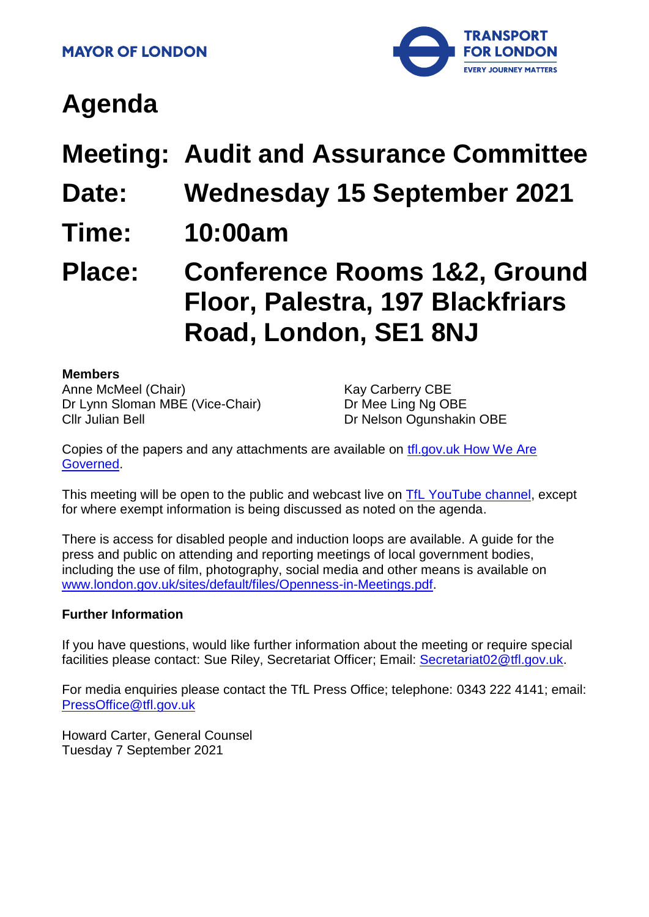MAYOR OF LONDON

TRANSPORT FOR LONDON
EVERY JOURNEY MATTERS

# Agenda

## Meeting: Audit and Assurance Committee

## Date: Wednesday 15 September 2021

## Time: 10:00am

## Place: Conference Rooms 1&2, Ground Floor, Palestra, 197 Blackfriars Road, London, SE1 8NJ

**Members**

Anne McMeel (Chair)
Dr Lynn Sloman MBE (Vice-Chair)
Cllr Julian Bell
Kay Carberry CBE
Dr Mee Ling Ng OBE
Dr Nelson Ogunshakin OBE

Copies of the papers and any attachments are available on tfl.gov.uk How We Are Governed.

This meeting will be open to the public and webcast live on TfL YouTube channel, except for where exempt information is being discussed as noted on the agenda.

There is access for disabled people and induction loops are available. A guide for the press and public on attending and reporting meetings of local government bodies, including the use of film, photography, social media and other means is available on www.london.gov.uk/sites/default/files/Openness-in-Meetings.pdf.

**Further Information**

If you have questions, would like further information about the meeting or require special facilities please contact: Sue Riley, Secretariat Officer; Email: Secretariat02@tfl.gov.uk.

For media enquiries please contact the TfL Press Office; telephone: 0343 222 4141; email: PressOffice@tfl.gov.uk

Howard Carter, General Counsel
Tuesday 7 September 2021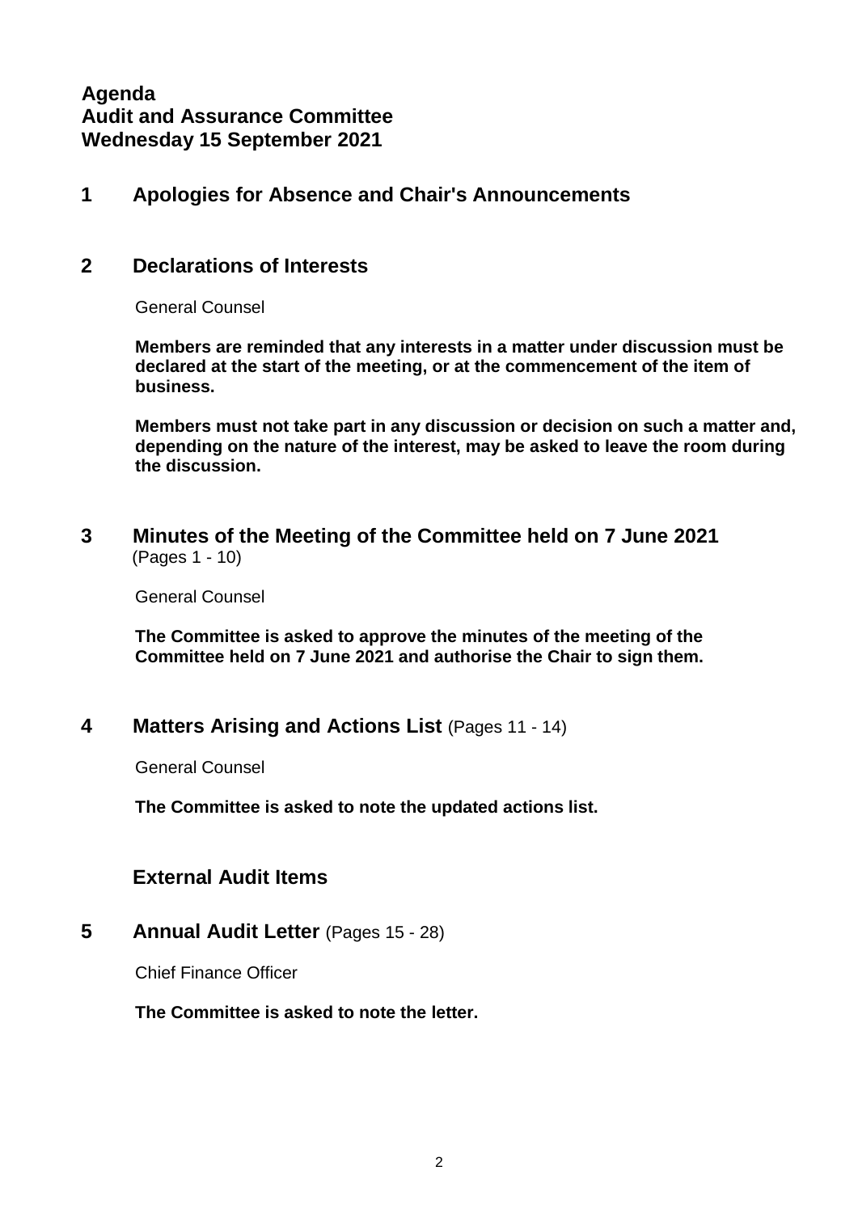**Agenda**
**Audit and Assurance Committee**
**Wednesday 15 September 2021**

## 1 Apologies for Absence and Chair's Announcements

## 2 Declarations of Interests

General Counsel

**Members are reminded that any interests in a matter under discussion must be declared at the start of the meeting, or at the commencement of the item of business.**

**Members must not take part in any discussion or decision on such a matter and, depending on the nature of the interest, may be asked to leave the room during the discussion.**

## 3 Minutes of the Meeting of the Committee held on 7 June 2021 (Pages 1 - 10)

General Counsel

**The Committee is asked to approve the minutes of the meeting of the Committee held on 7 June 2021 and authorise the Chair to sign them.**

## 4 Matters Arising and Actions List (Pages 11 - 14)

General Counsel

**The Committee is asked to note the updated actions list.**

### External Audit Items

## 5 Annual Audit Letter (Pages 15 - 28)

Chief Finance Officer

**The Committee is asked to note the letter.**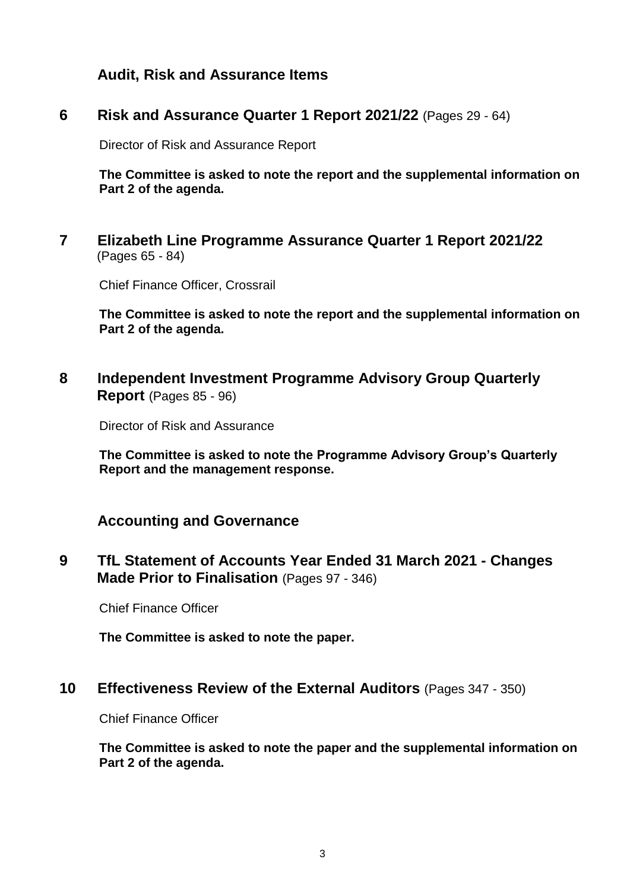## Audit, Risk and Assurance Items

### 6 Risk and Assurance Quarter 1 Report 2021/22 (Pages 29 - 64)

Director of Risk and Assurance Report

**The Committee is asked to note the report and the supplemental information on Part 2 of the agenda.**

### 7 Elizabeth Line Programme Assurance Quarter 1 Report 2021/22 (Pages 65 - 84)

Chief Finance Officer, Crossrail

**The Committee is asked to note the report and the supplemental information on Part 2 of the agenda.**

### 8 Independent Investment Programme Advisory Group Quarterly Report (Pages 85 - 96)

Director of Risk and Assurance

**The Committee is asked to note the Programme Advisory Group's Quarterly Report and the management response.**

## Accounting and Governance

### 9 TfL Statement of Accounts Year Ended 31 March 2021 - Changes Made Prior to Finalisation (Pages 97 - 346)

Chief Finance Officer

**The Committee is asked to note the paper.**

### 10 Effectiveness Review of the External Auditors (Pages 347 - 350)

Chief Finance Officer

**The Committee is asked to note the paper and the supplemental information on Part 2 of the agenda.**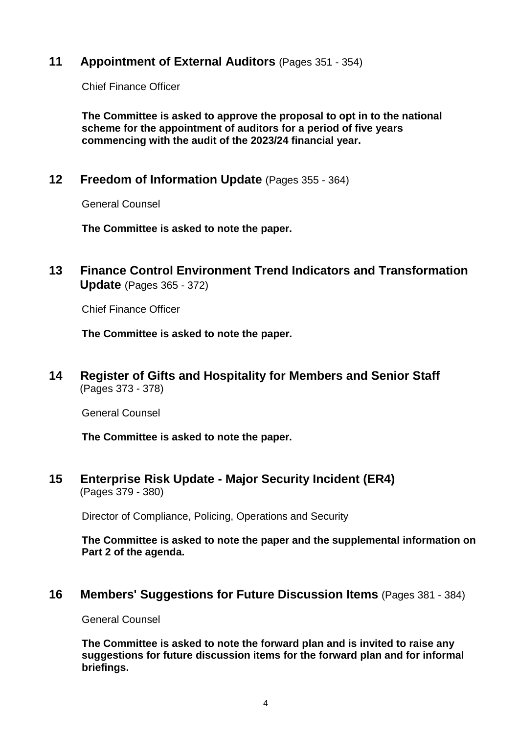## 11 Appointment of External Auditors (Pages 351 - 354)

Chief Finance Officer

**The Committee is asked to approve the proposal to opt in to the national scheme for the appointment of auditors for a period of five years commencing with the audit of the 2023/24 financial year.**

## 12 Freedom of Information Update (Pages 355 - 364)

General Counsel

**The Committee is asked to note the paper.**

## 13 Finance Control Environment Trend Indicators and Transformation Update (Pages 365 - 372)

Chief Finance Officer

**The Committee is asked to note the paper.**

## 14 Register of Gifts and Hospitality for Members and Senior Staff (Pages 373 - 378)

General Counsel

**The Committee is asked to note the paper.**

## 15 Enterprise Risk Update - Major Security Incident (ER4) (Pages 379 - 380)

Director of Compliance, Policing, Operations and Security

**The Committee is asked to note the paper and the supplemental information on Part 2 of the agenda.**

## 16 Members' Suggestions for Future Discussion Items (Pages 381 - 384)

General Counsel

**The Committee is asked to note the forward plan and is invited to raise any suggestions for future discussion items for the forward plan and for informal briefings.**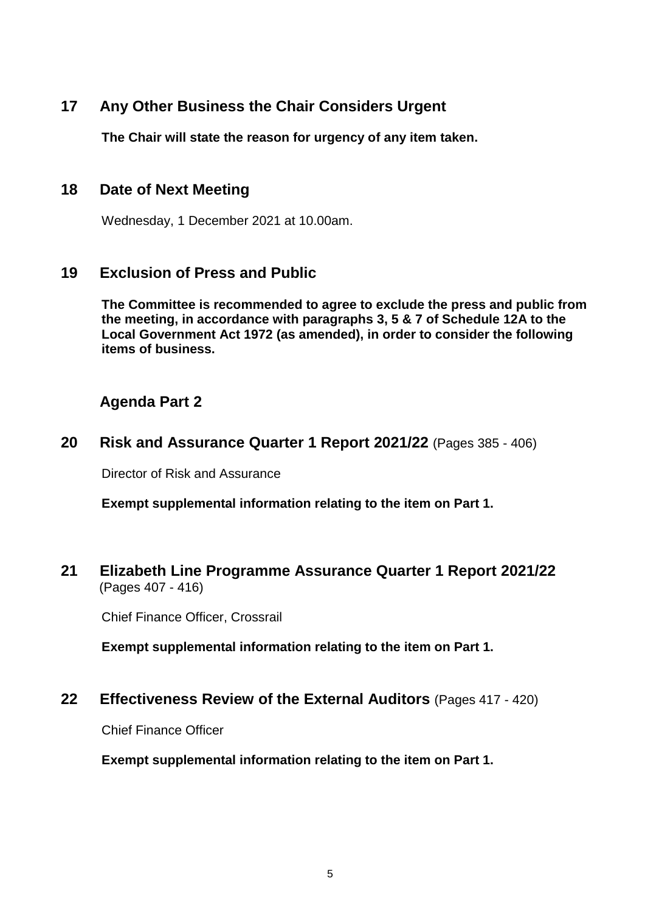## 17 Any Other Business the Chair Considers Urgent

**The Chair will state the reason for urgency of any item taken.**

## 18 Date of Next Meeting

Wednesday, 1 December 2021 at 10.00am.

## 19 Exclusion of Press and Public

**The Committee is recommended to agree to exclude the press and public from the meeting, in accordance with paragraphs 3, 5 & 7 of Schedule 12A to the Local Government Act 1972 (as amended), in order to consider the following items of business.**

## Agenda Part 2

## 20 Risk and Assurance Quarter 1 Report 2021/22 (Pages 385 - 406)

Director of Risk and Assurance

**Exempt supplemental information relating to the item on Part 1.**

## 21 Elizabeth Line Programme Assurance Quarter 1 Report 2021/22 (Pages 407 - 416)

Chief Finance Officer, Crossrail

**Exempt supplemental information relating to the item on Part 1.**

## 22 Effectiveness Review of the External Auditors (Pages 417 - 420)

Chief Finance Officer

**Exempt supplemental information relating to the item on Part 1.**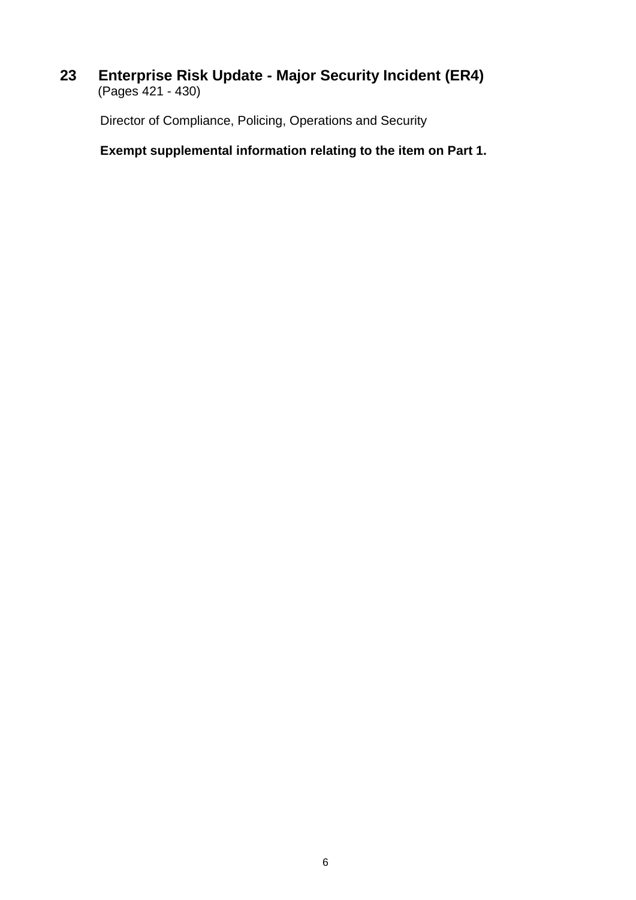## 23 Enterprise Risk Update - Major Security Incident (ER4)

(Pages 421 - 430)

Director of Compliance, Policing, Operations and Security

**Exempt supplemental information relating to the item on Part 1.**